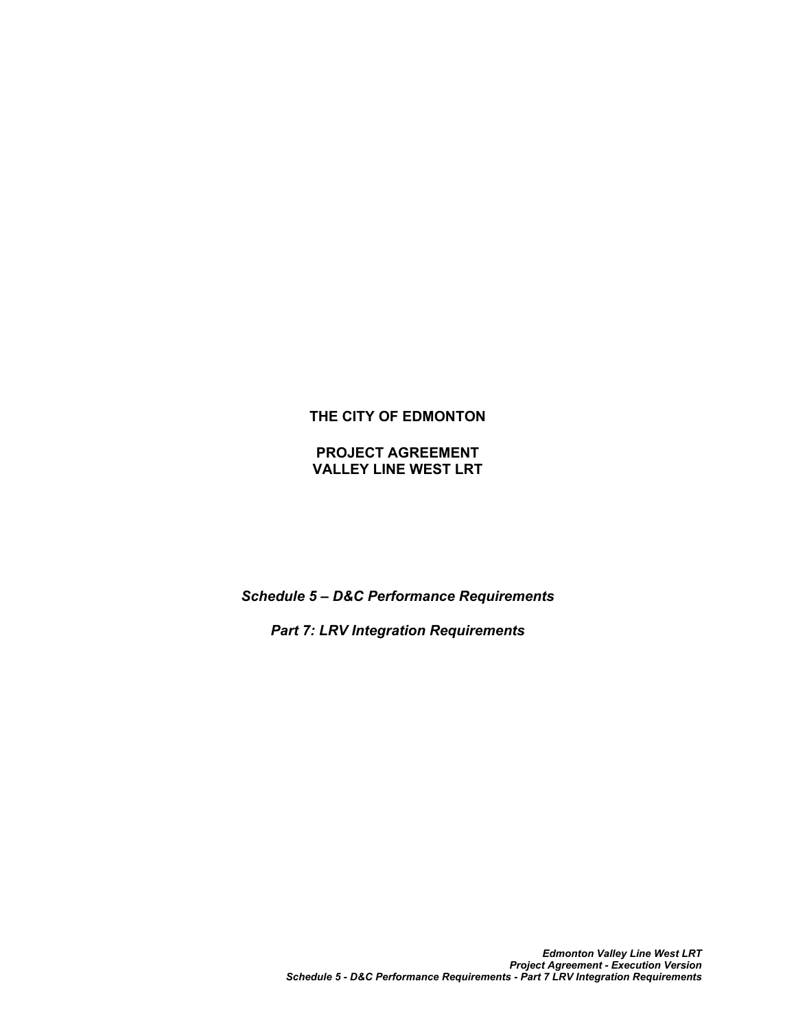**THE CITY OF EDMONTON**

**PROJECT AGREEMENT**
**VALLEY LINE WEST LRT**

***Schedule 5 – D&C Performance Requirements***

***Part 7: LRV Integration Requirements***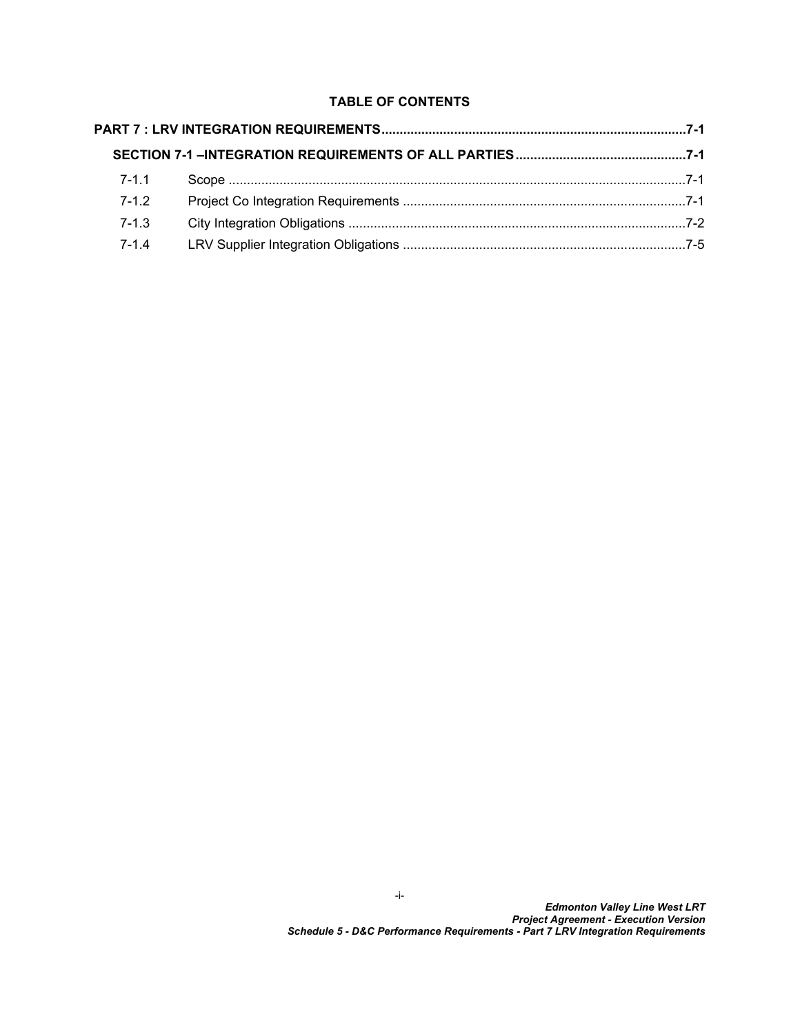**TABLE OF CONTENTS**

**PART 7 : LRV INTEGRATION REQUIREMENTS** .......... 7-1

**SECTION 7-1 –INTEGRATION REQUIREMENTS OF ALL PARTIES** .......... 7-1

7-1.1 Scope .......... 7-1

7-1.2 Project Co Integration Requirements .......... 7-1

7-1.3 City Integration Obligations .......... 7-2

7-1.4 LRV Supplier Integration Obligations .......... 7-5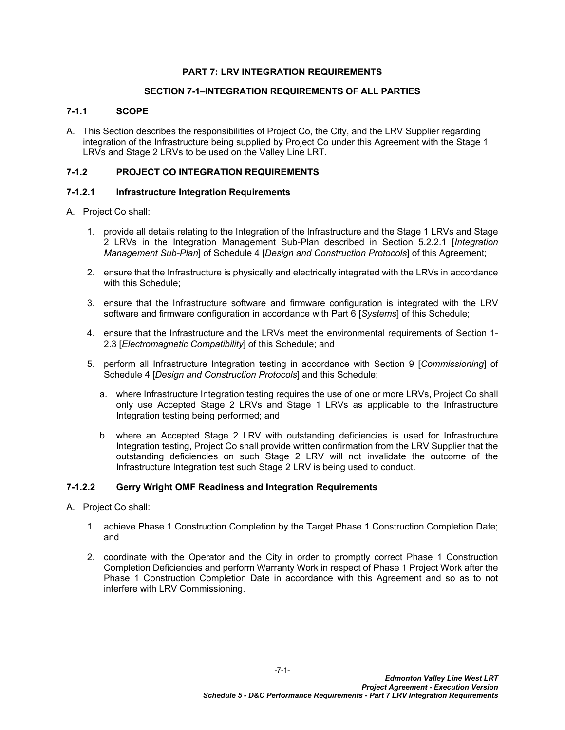# PART 7: LRV INTEGRATION REQUIREMENTS

## SECTION 7-1–INTEGRATION REQUIREMENTS OF ALL PARTIES

### 7-1.1 SCOPE

A. This Section describes the responsibilities of Project Co, the City, and the LRV Supplier regarding integration of the Infrastructure being supplied by Project Co under this Agreement with the Stage 1 LRVs and Stage 2 LRVs to be used on the Valley Line LRT.

### 7-1.2 PROJECT CO INTEGRATION REQUIREMENTS

#### 7-1.2.1 Infrastructure Integration Requirements

A. Project Co shall:

1. provide all details relating to the Integration of the Infrastructure and the Stage 1 LRVs and Stage 2 LRVs in the Integration Management Sub-Plan described in Section 5.2.2.1 [*Integration Management Sub-Plan*] of Schedule 4 [*Design and Construction Protocols*] of this Agreement;

2. ensure that the Infrastructure is physically and electrically integrated with the LRVs in accordance with this Schedule;

3. ensure that the Infrastructure software and firmware configuration is integrated with the LRV software and firmware configuration in accordance with Part 6 [*Systems*] of this Schedule;

4. ensure that the Infrastructure and the LRVs meet the environmental requirements of Section 1-2.3 [*Electromagnetic Compatibility*] of this Schedule; and

5. perform all Infrastructure Integration testing in accordance with Section 9 [*Commissioning*] of Schedule 4 [*Design and Construction Protocols*] and this Schedule;

   a. where Infrastructure Integration testing requires the use of one or more LRVs, Project Co shall only use Accepted Stage 2 LRVs and Stage 1 LRVs as applicable to the Infrastructure Integration testing being performed; and

   b. where an Accepted Stage 2 LRV with outstanding deficiencies is used for Infrastructure Integration testing, Project Co shall provide written confirmation from the LRV Supplier that the outstanding deficiencies on such Stage 2 LRV will not invalidate the outcome of the Infrastructure Integration test such Stage 2 LRV is being used to conduct.

#### 7-1.2.2 Gerry Wright OMF Readiness and Integration Requirements

A. Project Co shall:

1. achieve Phase 1 Construction Completion by the Target Phase 1 Construction Completion Date; and

2. coordinate with the Operator and the City in order to promptly correct Phase 1 Construction Completion Deficiencies and perform Warranty Work in respect of Phase 1 Project Work after the Phase 1 Construction Completion Date in accordance with this Agreement and so as to not interfere with LRV Commissioning.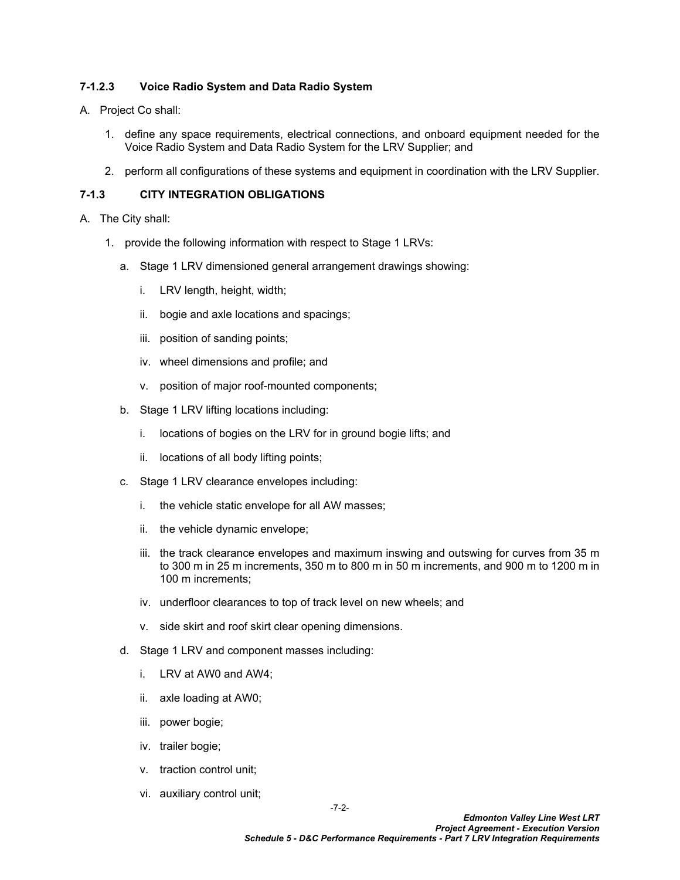#### 7-1.2.3 Voice Radio System and Data Radio System

A. Project Co shall:

1. define any space requirements, electrical connections, and onboard equipment needed for the Voice Radio System and Data Radio System for the LRV Supplier; and

2. perform all configurations of these systems and equipment in coordination with the LRV Supplier.

### 7-1.3 CITY INTEGRATION OBLIGATIONS

A. The City shall:

1. provide the following information with respect to Stage 1 LRVs:

   a. Stage 1 LRV dimensioned general arrangement drawings showing:

      i. LRV length, height, width;

      ii. bogie and axle locations and spacings;

      iii. position of sanding points;

      iv. wheel dimensions and profile; and

      v. position of major roof-mounted components;

   b. Stage 1 LRV lifting locations including:

      i. locations of bogies on the LRV for in ground bogie lifts; and

      ii. locations of all body lifting points;

   c. Stage 1 LRV clearance envelopes including:

      i. the vehicle static envelope for all AW masses;

      ii. the vehicle dynamic envelope;

      iii. the track clearance envelopes and maximum inswing and outswing for curves from 35 m to 300 m in 25 m increments, 350 m to 800 m in 50 m increments, and 900 m to 1200 m in 100 m increments;

      iv. underfloor clearances to top of track level on new wheels; and

      v. side skirt and roof skirt clear opening dimensions.

   d. Stage 1 LRV and component masses including:

      i. LRV at AW0 and AW4;

      ii. axle loading at AW0;

      iii. power bogie;

      iv. trailer bogie;

      v. traction control unit;

      vi. auxiliary control unit;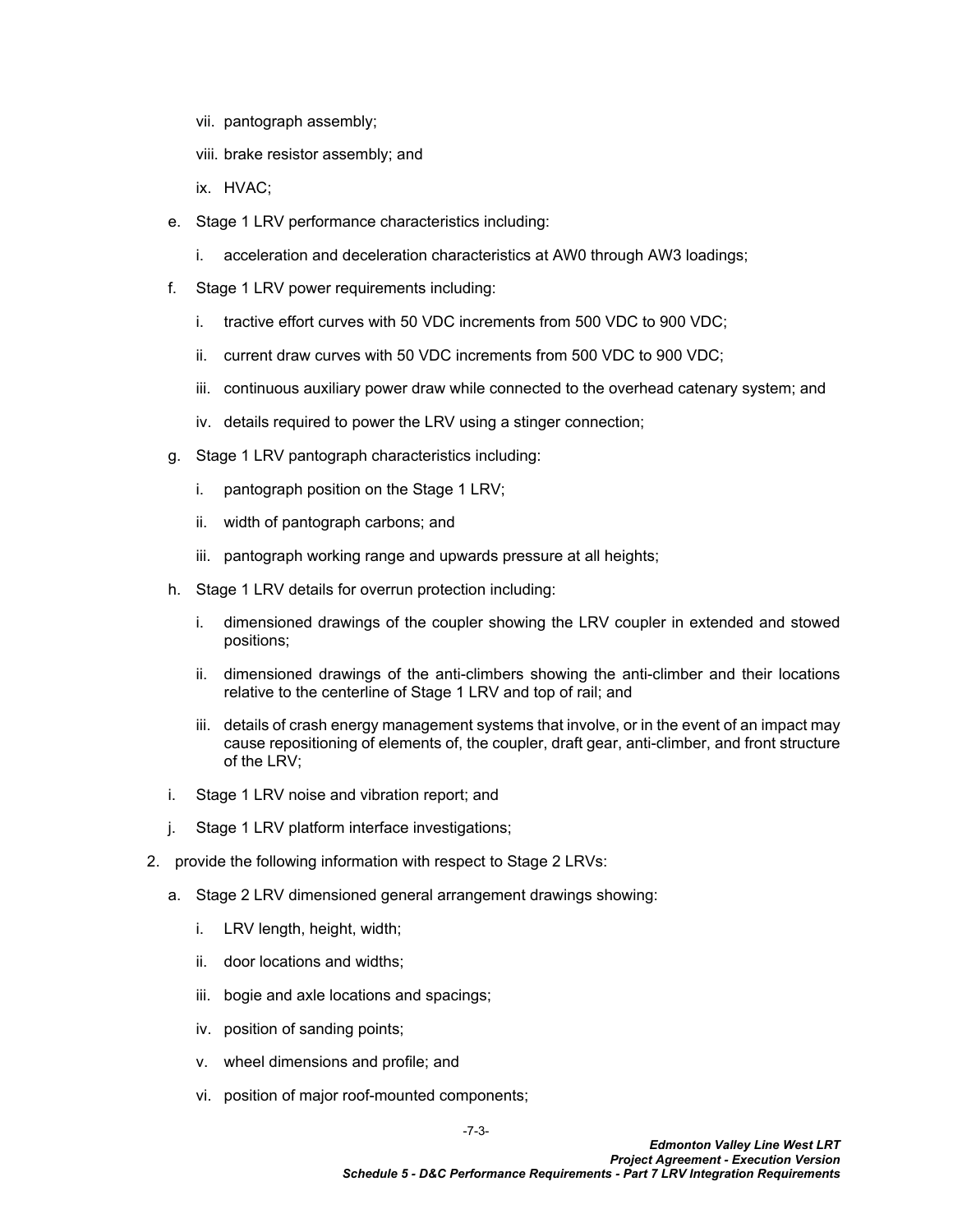vii. pantograph assembly;

   viii. brake resistor assembly; and

   ix. HVAC;

e. Stage 1 LRV performance characteristics including:

   i. acceleration and deceleration characteristics at AW0 through AW3 loadings;

f. Stage 1 LRV power requirements including:

   i. tractive effort curves with 50 VDC increments from 500 VDC to 900 VDC;

   ii. current draw curves with 50 VDC increments from 500 VDC to 900 VDC;

   iii. continuous auxiliary power draw while connected to the overhead catenary system; and

   iv. details required to power the LRV using a stinger connection;

g. Stage 1 LRV pantograph characteristics including:

   i. pantograph position on the Stage 1 LRV;

   ii. width of pantograph carbons; and

   iii. pantograph working range and upwards pressure at all heights;

h. Stage 1 LRV details for overrun protection including:

   i. dimensioned drawings of the coupler showing the LRV coupler in extended and stowed positions;

   ii. dimensioned drawings of the anti-climbers showing the anti-climber and their locations relative to the centerline of Stage 1 LRV and top of rail; and

   iii. details of crash energy management systems that involve, or in the event of an impact may cause repositioning of elements of, the coupler, draft gear, anti-climber, and front structure of the LRV;

i. Stage 1 LRV noise and vibration report; and

j. Stage 1 LRV platform interface investigations;

2. provide the following information with respect to Stage 2 LRVs:

   a. Stage 2 LRV dimensioned general arrangement drawings showing:

      i. LRV length, height, width;

      ii. door locations and widths;

      iii. bogie and axle locations and spacings;

      iv. position of sanding points;

      v. wheel dimensions and profile; and

      vi. position of major roof-mounted components;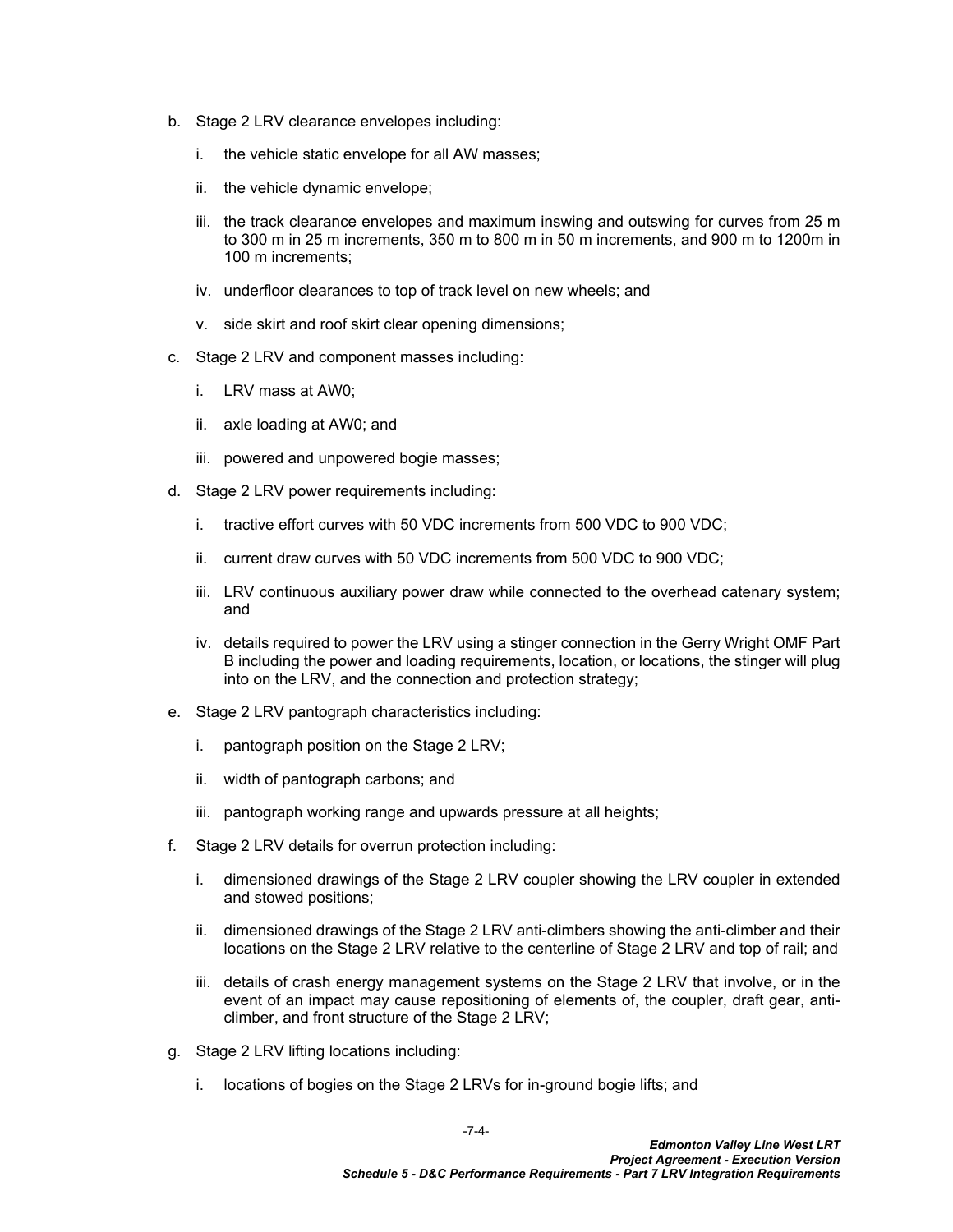b. Stage 2 LRV clearance envelopes including:

   i. the vehicle static envelope for all AW masses;

   ii. the vehicle dynamic envelope;

   iii. the track clearance envelopes and maximum inswing and outswing for curves from 25 m to 300 m in 25 m increments, 350 m to 800 m in 50 m increments, and 900 m to 1200m in 100 m increments;

   iv. underfloor clearances to top of track level on new wheels; and

   v. side skirt and roof skirt clear opening dimensions;

c. Stage 2 LRV and component masses including:

   i. LRV mass at AW0;

   ii. axle loading at AW0; and

   iii. powered and unpowered bogie masses;

d. Stage 2 LRV power requirements including:

   i. tractive effort curves with 50 VDC increments from 500 VDC to 900 VDC;

   ii. current draw curves with 50 VDC increments from 500 VDC to 900 VDC;

   iii. LRV continuous auxiliary power draw while connected to the overhead catenary system; and

   iv. details required to power the LRV using a stinger connection in the Gerry Wright OMF Part B including the power and loading requirements, location, or locations, the stinger will plug into on the LRV, and the connection and protection strategy;

e. Stage 2 LRV pantograph characteristics including:

   i. pantograph position on the Stage 2 LRV;

   ii. width of pantograph carbons; and

   iii. pantograph working range and upwards pressure at all heights;

f. Stage 2 LRV details for overrun protection including:

   i. dimensioned drawings of the Stage 2 LRV coupler showing the LRV coupler in extended and stowed positions;

   ii. dimensioned drawings of the Stage 2 LRV anti-climbers showing the anti-climber and their locations on the Stage 2 LRV relative to the centerline of Stage 2 LRV and top of rail; and

   iii. details of crash energy management systems on the Stage 2 LRV that involve, or in the event of an impact may cause repositioning of elements of, the coupler, draft gear, anti-climber, and front structure of the Stage 2 LRV;

g. Stage 2 LRV lifting locations including:

   i. locations of bogies on the Stage 2 LRVs for in-ground bogie lifts; and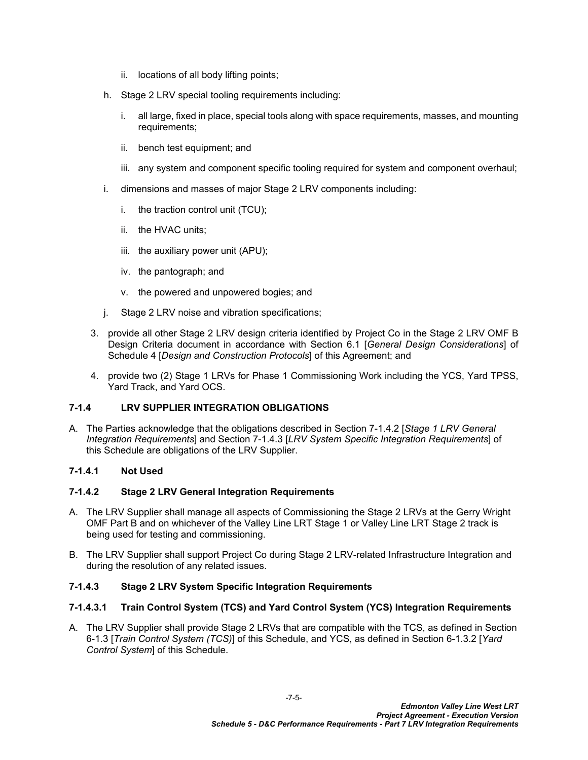ii. locations of all body lifting points;

h. Stage 2 LRV special tooling requirements including:

   i. all large, fixed in place, special tools along with space requirements, masses, and mounting requirements;

   ii. bench test equipment; and

   iii. any system and component specific tooling required for system and component overhaul;

i. dimensions and masses of major Stage 2 LRV components including:

   i. the traction control unit (TCU);

   ii. the HVAC units;

   iii. the auxiliary power unit (APU);

   iv. the pantograph; and

   v. the powered and unpowered bogies; and

j. Stage 2 LRV noise and vibration specifications;

3. provide all other Stage 2 LRV design criteria identified by Project Co in the Stage 2 LRV OMF B Design Criteria document in accordance with Section 6.1 [*General Design Considerations*] of Schedule 4 [*Design and Construction Protocols*] of this Agreement; and

4. provide two (2) Stage 1 LRVs for Phase 1 Commissioning Work including the YCS, Yard TPSS, Yard Track, and Yard OCS.

### 7-1.4 LRV SUPPLIER INTEGRATION OBLIGATIONS

A. The Parties acknowledge that the obligations described in Section 7-1.4.2 [*Stage 1 LRV General Integration Requirements*] and Section 7-1.4.3 [*LRV System Specific Integration Requirements*] of this Schedule are obligations of the LRV Supplier.

#### 7-1.4.1 Not Used

#### 7-1.4.2 Stage 2 LRV General Integration Requirements

A. The LRV Supplier shall manage all aspects of Commissioning the Stage 2 LRVs at the Gerry Wright OMF Part B and on whichever of the Valley Line LRT Stage 1 or Valley Line LRT Stage 2 track is being used for testing and commissioning.

B. The LRV Supplier shall support Project Co during Stage 2 LRV-related Infrastructure Integration and during the resolution of any related issues.

#### 7-1.4.3 Stage 2 LRV System Specific Integration Requirements

#### 7-1.4.3.1 Train Control System (TCS) and Yard Control System (YCS) Integration Requirements

A. The LRV Supplier shall provide Stage 2 LRVs that are compatible with the TCS, as defined in Section 6-1.3 [*Train Control System (TCS)*] of this Schedule, and YCS, as defined in Section 6-1.3.2 [*Yard Control System*] of this Schedule.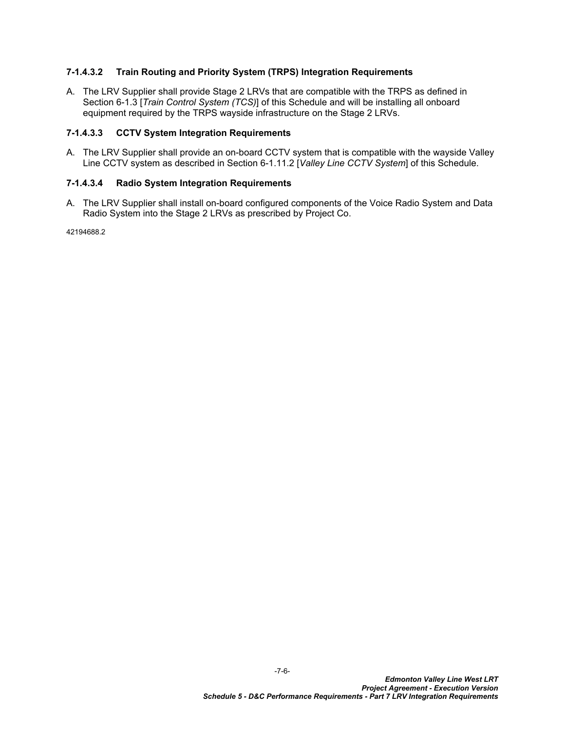#### 7-1.4.3.2 Train Routing and Priority System (TRPS) Integration Requirements

A. The LRV Supplier shall provide Stage 2 LRVs that are compatible with the TRPS as defined in Section 6-1.3 [*Train Control System (TCS)*] of this Schedule and will be installing all onboard equipment required by the TRPS wayside infrastructure on the Stage 2 LRVs.

#### 7-1.4.3.3 CCTV System Integration Requirements

A. The LRV Supplier shall provide an on-board CCTV system that is compatible with the wayside Valley Line CCTV system as described in Section 6-1.11.2 [*Valley Line CCTV System*] of this Schedule.

#### 7-1.4.3.4 Radio System Integration Requirements

A. The LRV Supplier shall install on-board configured components of the Voice Radio System and Data Radio System into the Stage 2 LRVs as prescribed by Project Co.

42194688.2